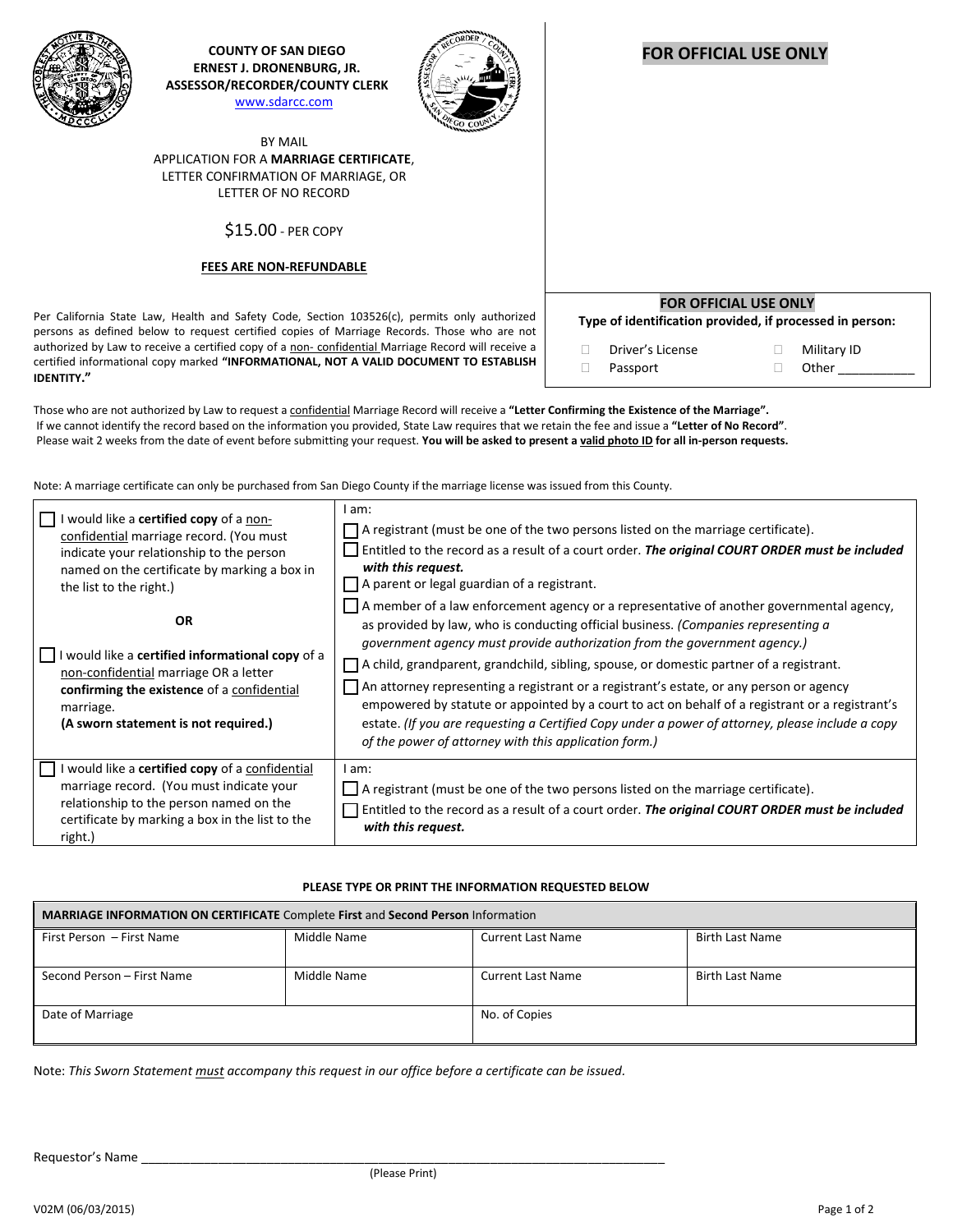**COUNTY OF SAN DIEGO**
**ERNEST J. DRONENBURG, JR.**
**ASSESSOR/RECORDER/COUNTY CLERK**
www.sdarcc.com

BY MAIL
APPLICATION FOR A **MARRIAGE CERTIFICATE**, LETTER CONFIRMATION OF MARRIAGE, OR LETTER OF NO RECORD

$15.00 - PER COPY

**FEES ARE NON-REFUNDABLE**

## FOR OFFICIAL USE ONLY

**FOR OFFICIAL USE ONLY**
**Type of identification provided, if processed in person:**

- ☐ Driver's License
- ☐ Military ID
- ☐ Passport
- ☐ Other ___________

Per California State Law, Health and Safety Code, Section 103526(c), permits only authorized persons as defined below to request certified copies of Marriage Records. Those who are not authorized by Law to receive a certified copy of a non- confidential Marriage Record will receive a certified informational copy marked **"INFORMATIONAL, NOT A VALID DOCUMENT TO ESTABLISH IDENTITY."**

Those who are not authorized by Law to request a confidential Marriage Record will receive a **"Letter Confirming the Existence of the Marriage".** If we cannot identify the record based on the information you provided, State Law requires that we retain the fee and issue a **"Letter of No Record"**. Please wait 2 weeks from the date of event before submitting your request. **You will be asked to present a valid photo ID for all in-person requests.**

Note: A marriage certificate can only be purchased from San Diego County if the marriage license was issued from this County.

| | |
|---|---|
| ☐ I would like a **certified copy** of a non-confidential marriage record. (You must indicate your relationship to the person named on the certificate by marking a box in the list to the right.)<br><br>**OR**<br><br>☐ I would like a **certified informational copy** of a non-confidential marriage OR a letter **confirming the existence** of a confidential marriage.<br>**(A sworn statement is not required.)** | I am:<br>☐ A registrant (must be one of the two persons listed on the marriage certificate).<br>☐ Entitled to the record as a result of a court order. ***The original COURT ORDER must be included with this request.***<br>☐ A parent or legal guardian of a registrant.<br>☐ A member of a law enforcement agency or a representative of another governmental agency, as provided by law, who is conducting official business. *(Companies representing a government agency must provide authorization from the government agency.)*<br>☐ A child, grandparent, grandchild, sibling, spouse, or domestic partner of a registrant.<br>☐ An attorney representing a registrant or a registrant's estate, or any person or agency empowered by statute or appointed by a court to act on behalf of a registrant or a registrant's estate. *(If you are requesting a Certified Copy under a power of attorney, please include a copy of the power of attorney with this application form.)* |
| ☐ I would like a **certified copy** of a confidential marriage record. (You must indicate your relationship to the person named on the certificate by marking a box in the list to the right.) | I am:<br>☐ A registrant (must be one of the two persons listed on the marriage certificate).<br>☐ Entitled to the record as a result of a court order. ***The original COURT ORDER must be included with this request.*** |

**PLEASE TYPE OR PRINT THE INFORMATION REQUESTED BELOW**

| **MARRIAGE INFORMATION ON CERTIFICATE** Complete **First** and **Second Person** Information | | | |
|---|---|---|---|
| First Person – First Name | Middle Name | Current Last Name | Birth Last Name |
| Second Person – First Name | Middle Name | Current Last Name | Birth Last Name |
| Date of Marriage | | No. of Copies | |

Note: *This Sworn Statement must accompany this request in our office before a certificate can be issued.*

Requestor's Name ___________________________________________
(Please Print)

V02M (06/03/2015)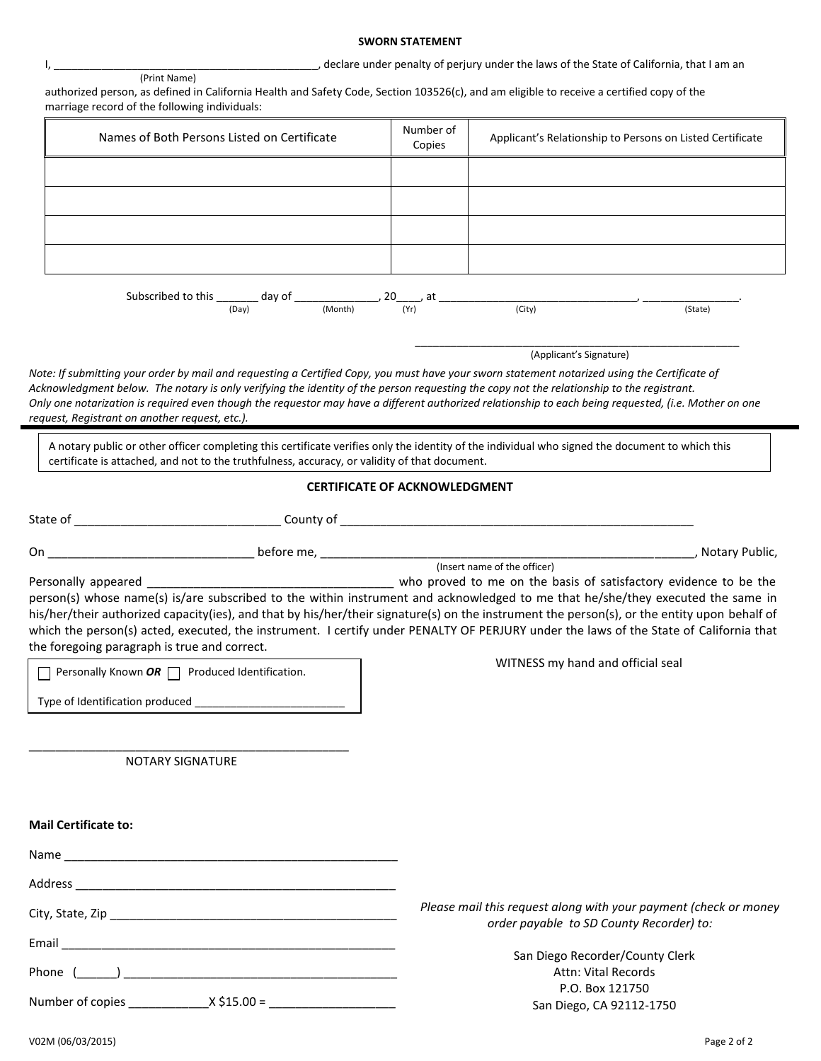**SWORN STATEMENT**

I, ____________________________________________, declare under penalty of perjury under the laws of the State of California, that I am an
(Print Name)
authorized person, as defined in California Health and Safety Code, Section 103526(c), and am eligible to receive a certified copy of the marriage record of the following individuals:

| Names of Both Persons Listed on Certificate | Number of Copies | Applicant's Relationship to Persons on Listed Certificate |
|---|---|---|
| | | |
| | | |
| | | |
| | | |

Subscribed to this _______ day of ______________, 20____, at ________________________________, ________________.
(Day) (Month) (Yr) (City) (State)

________________________________________________________
(Applicant's Signature)

*Note: If submitting your order by mail and requesting a Certified Copy, you must have your sworn statement notarized using the Certificate of Acknowledgment below. The notary is only verifying the identity of the person requesting the copy not the relationship to the registrant. Only one notarization is required even though the requestor may have a different authorized relationship to each being requested, (i.e. Mother on one request, Registrant on another request, etc.).*

---

A notary public or other officer completing this certificate verifies only the identity of the individual who signed the document to which this certificate is attached, and not to the truthfulness, accuracy, or validity of that document.

**CERTIFICATE OF ACKNOWLEDGMENT**

State of ______________________________ County of ______________________________________________________

On _______________________________ before me, ___________________________________________________________, Notary Public,
(Insert name of the officer)
Personally appeared ____________________________________ who proved to me on the basis of satisfactory evidence to be the person(s) whose name(s) is/are subscribed to the within instrument and acknowledged to me that he/she/they executed the same in his/her/their authorized capacity(ies), and that by his/her/their signature(s) on the instrument the person(s), or the entity upon behalf of which the person(s) acted, executed, the instrument. I certify under PENALTY OF PERJURY under the laws of the State of California that the foregoing paragraph is true and correct.

☐ Personally Known ***OR*** ☐ Produced Identification.

Type of Identification produced ________________________

WITNESS my hand and official seal

__________________________________________________
NOTARY SIGNATURE

**Mail Certificate to:**

Name ____________________________________________________

Address __________________________________________________

City, State, Zip ____________________________________________

Email ____________________________________________________

Phone (______) ____________________________________________

Number of copies ____________X $15.00 = ___________________

*Please mail this request along with your payment (check or money order payable to SD County Recorder) to:*

San Diego Recorder/County Clerk
Attn: Vital Records
P.O. Box 121750
San Diego, CA 92112-1750

V02M (06/03/2015)